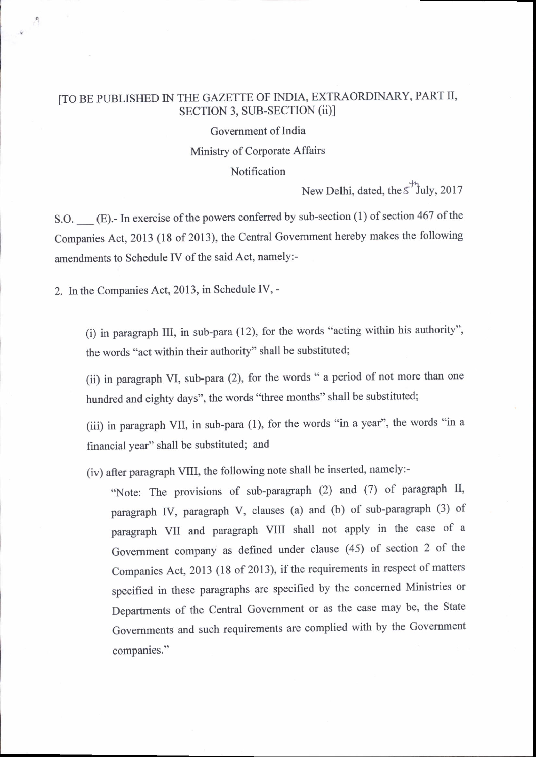[TO BE PUBLISHED IN THE GAZETTE OF INDIA, EXTRAORDINARY, PART II, SECTION 3, SUB-SECTION (ii)]

Government of India

Ministry of Corporate Affairs

Notification

New Delhi, dated, the 5th July, 2017

S.O. ___ (E).- In exercise of the powers conferred by sub-section (1) of section 467 of the Companies Act, 2013 (18 of 2013), the Central Government hereby makes the following amendments to Schedule IV of the said Act, namely:-

2. In the Companies Act, 2013, in Schedule IV, -

(i) in paragraph III, in sub-para (12), for the words "acting within his authority", the words "act within their authority" shall be substituted;

(ii) in paragraph VI, sub-para (2), for the words " a period of not more than one hundred and eighty days", the words "three months" shall be substituted;

(iii) in paragraph VII, in sub-para (1), for the words "in a year", the words "in a financial year" shall be substituted; and

(iv) after paragraph VIII, the following note shall be inserted, namely:-

"Note: The provisions of sub-paragraph (2) and (7) of paragraph II, paragraph IV, paragraph V, clauses (a) and (b) of sub-paragraph (3) of paragraph VII and paragraph VIII shall not apply in the case of a Government company as defined under clause (45) of section 2 of the Companies Act, 2013 (18 of 2013), if the requirements in respect of matters specified in these paragraphs are specified by the concerned Ministries or Departments of the Central Government or as the case may be, the State Governments and such requirements are complied with by the Government companies."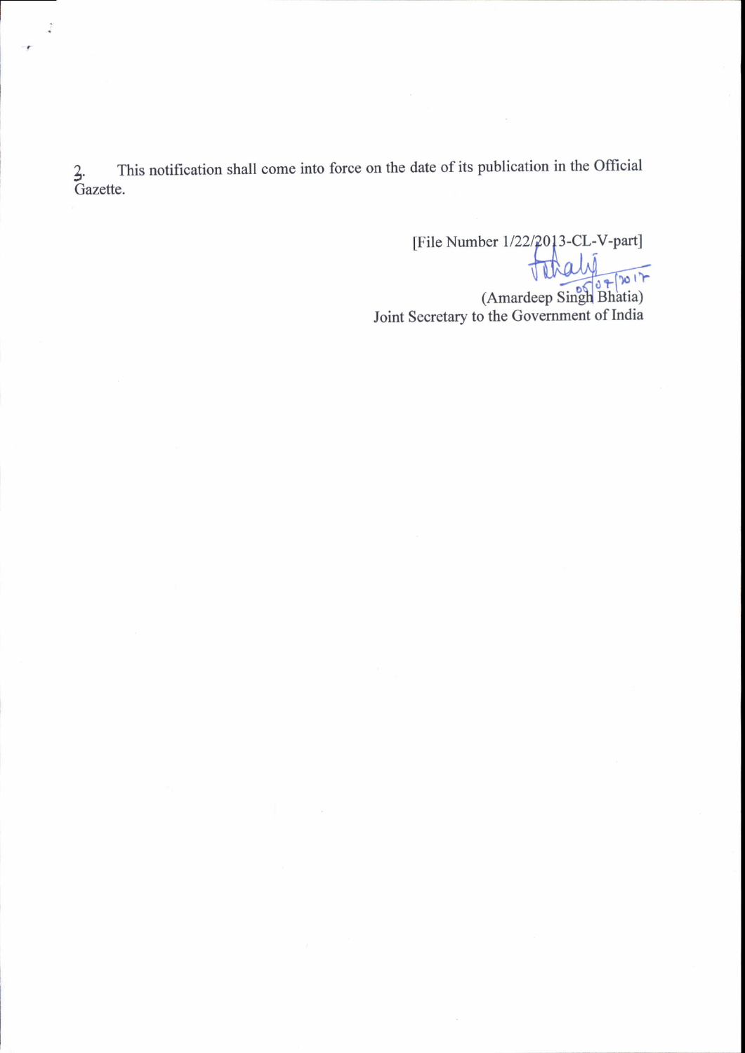2. This notification shall come into force on the date of its publication in the Official Gazette.

[File Number 1/22/2013-CL-V-part]

05/07/2017

(Amardeep Singh Bhatia)
Joint Secretary to the Government of India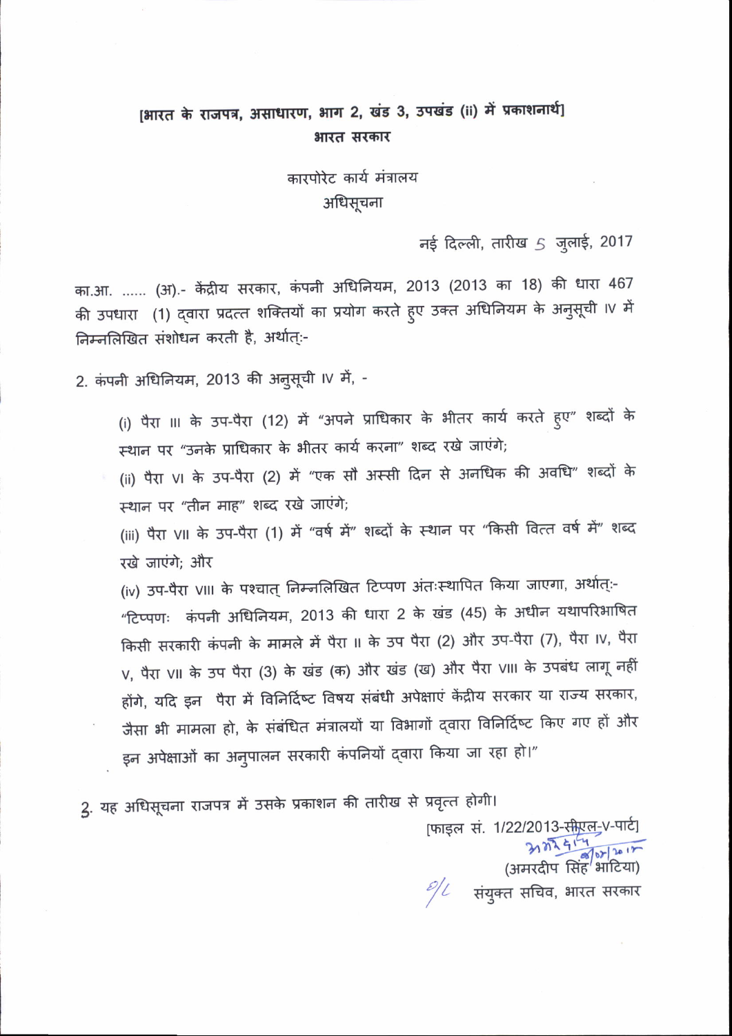**[भारत के राजपत्र, असाधारण, भाग 2, खंड 3, उपखंड (ii) में प्रकाशनार्थ]**

**भारत सरकार**

कारपोरेट कार्य मंत्रालय

अधिसूचना

नई दिल्ली, तारीख 5 जुलाई, 2017

का.आ. ...... (अ).- केंद्रीय सरकार, कंपनी अधिनियम, 2013 (2013 का 18) की धारा 467 की उपधारा (1) द्वारा प्रदत्त शक्तियों का प्रयोग करते हुए उक्त अधिनियम के अनुसूची IV में निम्नलिखित संशोधन करती है, अर्थात्:-

2. कंपनी अधिनियम, 2013 की अनुसूची IV में, -

(i) पैरा III के उप-पैरा (12) में "अपने प्राधिकार के भीतर कार्य करते हुए" शब्दों के स्थान पर "उनके प्राधिकार के भीतर कार्य करना" शब्द रखे जाएंगे;

(ii) पैरा VI के उप-पैरा (2) में "एक सौ अस्सी दिन से अनधिक की अवधि" शब्दों के स्थान पर "तीन माह" शब्द रखे जाएंगे;

(iii) पैरा VII के उप-पैरा (1) में "वर्ष में" शब्दों के स्थान पर "किसी वित्त वर्ष में" शब्द रखे जाएंगे; और

(iv) उप-पैरा VIII के पश्चात् निम्नलिखित टिप्पण अंतःस्थापित किया जाएगा, अर्थात्:-

"टिप्पणः कंपनी अधिनियम, 2013 की धारा 2 के खंड (45) के अधीन यथापरिभाषित किसी सरकारी कंपनी के मामले में पैरा II के उप पैरा (2) और उप-पैरा (7), पैरा IV, पैरा V, पैरा VII के उप पैरा (3) के खंड (क) और खंड (ख) और पैरा VIII के उपबंध लागू नहीं होंगे, यदि इन पैरा में विनिर्दिष्ट विषय संबंधी अपेक्षाएं केंद्रीय सरकार या राज्य सरकार, जैसा भी मामला हो, के संबंधित मंत्रालयों या विभागों द्वारा विनिर्दिष्ट किए गए हों और इन अपेक्षाओं का अनुपालन सरकारी कंपनियों द्वारा किया जा रहा हो।"

3. यह अधिसूचना राजपत्र में उसके प्रकाशन की तारीख से प्रवृत्त होगी।

[फाइल सं. 1/22/2013-सीएल-V-पार्ट]

(अमरदीप सिंह भाटिया)

संयुक्त सचिव, भारत सरकार